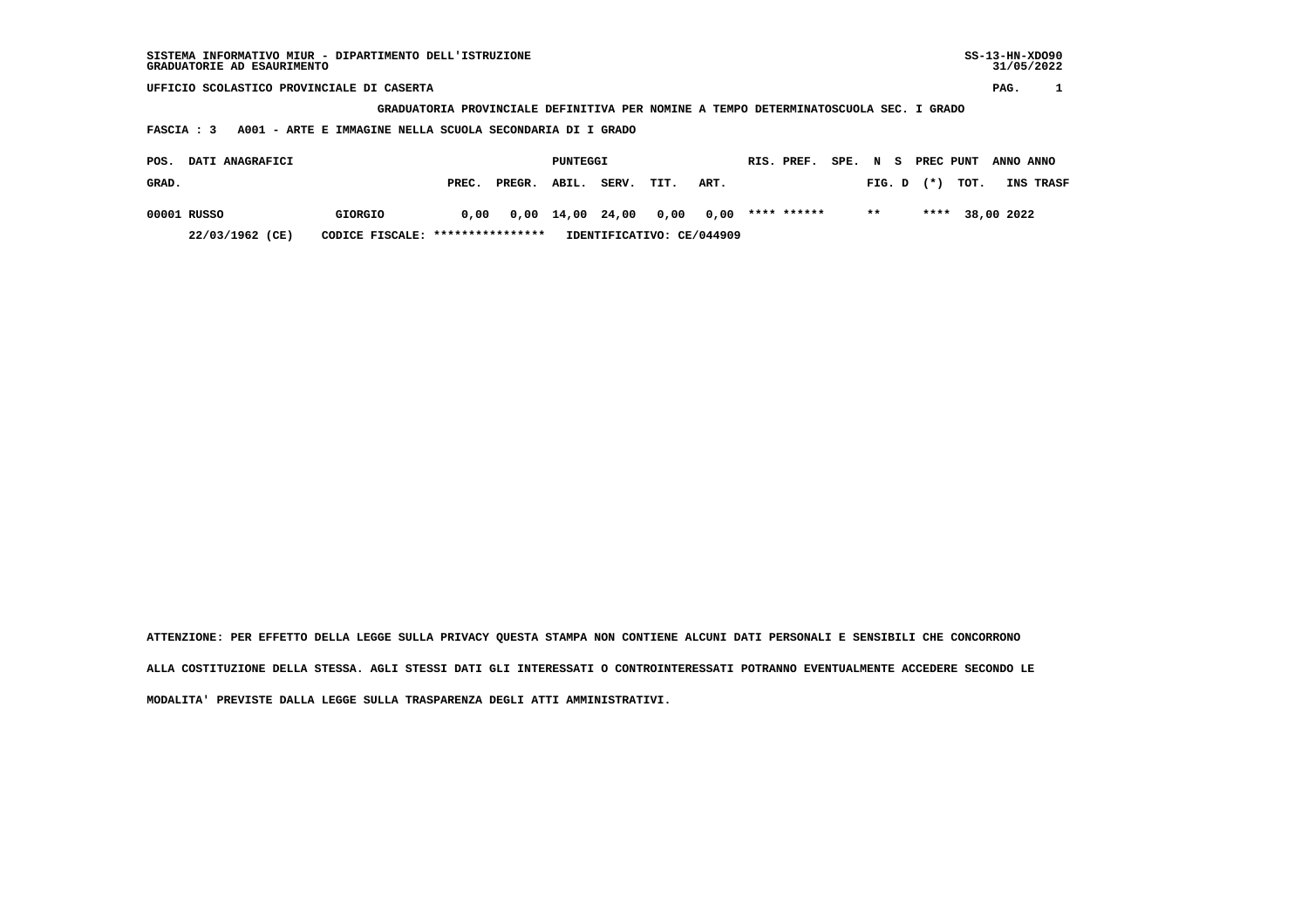SISTEMA INFORMATIVO MIUR - DIPARTIMENTO DELL'ISTRUZIONE
GRADUATORIE AD ESAURIMENTO

SS-13-HN-XDO90
31/05/2022

UFFICIO SCOLASTICO PROVINCIALE DI CASERTA

GRADUATORIA PROVINCIALE DEFINITIVA PER NOMINE A TEMPO DETERMINATOSCUOLA SEC. I GRADO

FASCIA : 3 A001 - ARTE E IMMAGINE NELLA SCUOLA SECONDARIA DI I GRADO

| POS. GRAD. | DATI ANAGRAFICI | | PUNTEGGI PREC. | PREGR. | ABIL. | SERV. | TIT. | ART. | RIS. | PREF. | SPE. | N FIG. | S D | PREC (*) | PUNT TOT. | ANNO INS | ANNO TRASF |
|---|---|---|---|---|---|---|---|---|---|---|---|---|---|---|---|---|---|
| 00001 | RUSSO | GIORGIO | 0,00 | 0,00 | 14,00 | 24,00 | 0,00 | 0,00 | **** | ****** | | ** | | **** | 38,00 | 2022 | |
| | 22/03/1962 (CE) | CODICE FISCALE: **************** | IDENTIFICATIVO: CE/044909 | | | | | | | | | | | | | | |

ATTENZIONE: PER EFFETTO DELLA LEGGE SULLA PRIVACY QUESTA STAMPA NON CONTIENE ALCUNI DATI PERSONALI E SENSIBILI CHE CONCORRONO ALLA COSTITUZIONE DELLA STESSA. AGLI STESSI DATI GLI INTERESSATI O CONTROINTERESSATI POTRANNO EVENTUALMENTE ACCEDERE SECONDO LE MODALITA' PREVISTE DALLA LEGGE SULLA TRASPARENZA DEGLI ATTI AMMINISTRATIVI.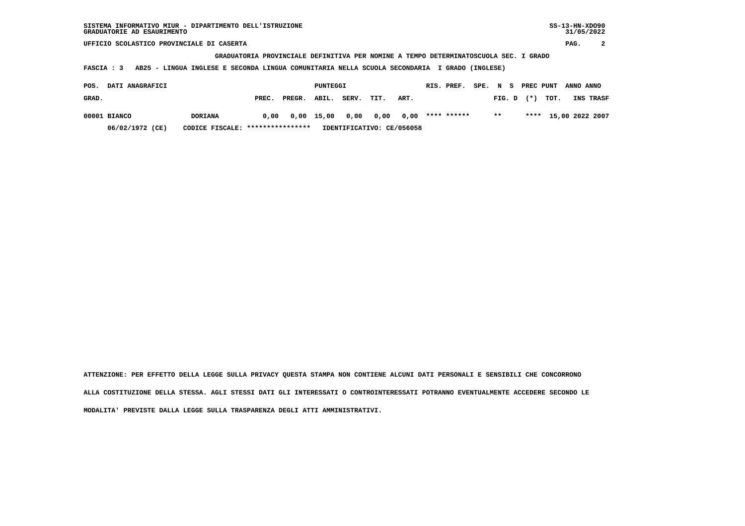SISTEMA INFORMATIVO MIUR - DIPARTIMENTO DELL'ISTRUZIONE
GRADUATORIE AD ESAURIMENTO

SS-13-HN-XDO90
31/05/2022

UFFICIO SCOLASTICO PROVINCIALE DI CASERTA

GRADUATORIA PROVINCIALE DEFINITIVA PER NOMINE A TEMPO DETERMINATOSCUOLA SEC. I GRADO

FASCIA : 3   AB25 - LINGUA INGLESE E SECONDA LINGUA COMUNITARIA NELLA SCUOLA SECONDARIA  I GRADO (INGLESE)

| POS. GRAD. | DATI ANAGRAFICI | | PUNTEGGI PREC. | PREGR. | ABIL. | SERV. | TIT. | ART. | RIS. PREF. | SPE. FIG. | N S D | PREC PUNT (*) | TOT. | ANNO INS | ANNO TRASF |
|---|---|---|---|---|---|---|---|---|---|---|---|---|---|---|---|
| 00001 | BIANCO | DORIANA | 0,00 | 0,00 | 15,00 | 0,00 | 0,00 | 0,00 | **** ****** | | ** | **** | 15,00 | 2022 | 2007 |
| | 06/02/1972 (CE) | CODICE FISCALE: **************** | IDENTIFICATIVO: CE/056058 | | | | | | | | | | | | |

ATTENZIONE: PER EFFETTO DELLA LEGGE SULLA PRIVACY QUESTA STAMPA NON CONTIENE ALCUNI DATI PERSONALI E SENSIBILI CHE CONCORRONO ALLA COSTITUZIONE DELLA STESSA. AGLI STESSI DATI GLI INTERESSATI O CONTROINTERESSATI POTRANNO EVENTUALMENTE ACCEDERE SECONDO LE MODALITA' PREVISTE DALLA LEGGE SULLA TRASPARENZA DEGLI ATTI AMMINISTRATIVI.